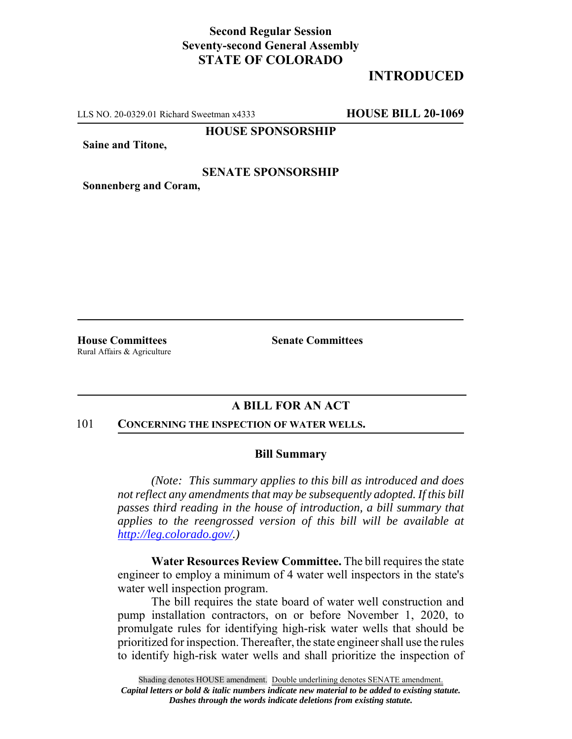**Second Regular Session**
**Seventy-second General Assembly**
**STATE OF COLORADO**

# INTRODUCED

LLS NO. 20-0329.01 Richard Sweetman x4333 **HOUSE BILL 20-1069**

**HOUSE SPONSORSHIP**

**Saine and Titone,**

**SENATE SPONSORSHIP**

**Sonnenberg and Coram,**

**House Committees**
Rural Affairs & Agriculture

**Senate Committees**

## A BILL FOR AN ACT

101 **CONCERNING THE INSPECTION OF WATER WELLS.**

### Bill Summary

*(Note: This summary applies to this bill as introduced and does not reflect any amendments that may be subsequently adopted. If this bill passes third reading in the house of introduction, a bill summary that applies to the reengrossed version of this bill will be available at http://leg.colorado.gov/.)*

**Water Resources Review Committee.** The bill requires the state engineer to employ a minimum of 4 water well inspectors in the state's water well inspection program.

The bill requires the state board of water well construction and pump installation contractors, on or before November 1, 2020, to promulgate rules for identifying high-risk water wells that should be prioritized for inspection. Thereafter, the state engineer shall use the rules to identify high-risk water wells and shall prioritize the inspection of

Shading denotes HOUSE amendment. Double underlining denotes SENATE amendment.
*Capital letters or bold & italic numbers indicate new material to be added to existing statute.*
*Dashes through the words indicate deletions from existing statute.*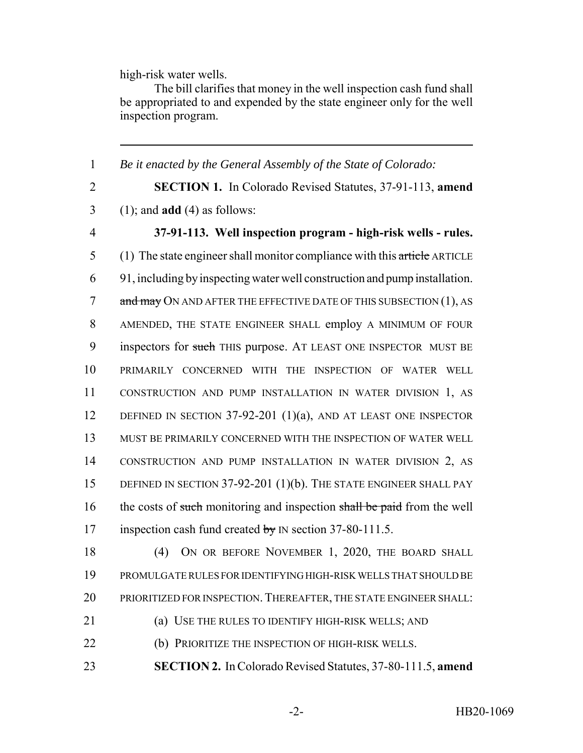high-risk water wells.

The bill clarifies that money in the well inspection cash fund shall be appropriated to and expended by the state engineer only for the well inspection program.

---

1 *Be it enacted by the General Assembly of the State of Colorado:*

2 **SECTION 1.** In Colorado Revised Statutes, 37-91-113, **amend**
3 (1); and **add** (4) as follows:

4 **37-91-113. Well inspection program - high-risk wells - rules.**
5 (1) The state engineer shall monitor compliance with this ~~article~~ ARTICLE
6 91, including by inspecting water well construction and pump installation.
7 ~~and may~~ ON AND AFTER THE EFFECTIVE DATE OF THIS SUBSECTION (1), AS
8 AMENDED, THE STATE ENGINEER SHALL employ A MINIMUM OF FOUR
9 inspectors for ~~such~~ THIS purpose. AT LEAST ONE INSPECTOR MUST BE
10 PRIMARILY CONCERNED WITH THE INSPECTION OF WATER WELL
11 CONSTRUCTION AND PUMP INSTALLATION IN WATER DIVISION 1, AS
12 DEFINED IN SECTION 37-92-201 (1)(a), AND AT LEAST ONE INSPECTOR
13 MUST BE PRIMARILY CONCERNED WITH THE INSPECTION OF WATER WELL
14 CONSTRUCTION AND PUMP INSTALLATION IN WATER DIVISION 2, AS
15 DEFINED IN SECTION 37-92-201 (1)(b). THE STATE ENGINEER SHALL PAY
16 the costs of ~~such~~ monitoring and inspection ~~shall be paid~~ from the well
17 inspection cash fund created ~~by~~ IN section 37-80-111.5.

18 (4) ON OR BEFORE NOVEMBER 1, 2020, THE BOARD SHALL
19 PROMULGATE RULES FOR IDENTIFYING HIGH-RISK WELLS THAT SHOULD BE
20 PRIORITIZED FOR INSPECTION. THEREAFTER, THE STATE ENGINEER SHALL:

21 (a) USE THE RULES TO IDENTIFY HIGH-RISK WELLS; AND

22 (b) PRIORITIZE THE INSPECTION OF HIGH-RISK WELLS.

23 **SECTION 2.** In Colorado Revised Statutes, 37-80-111.5, **amend**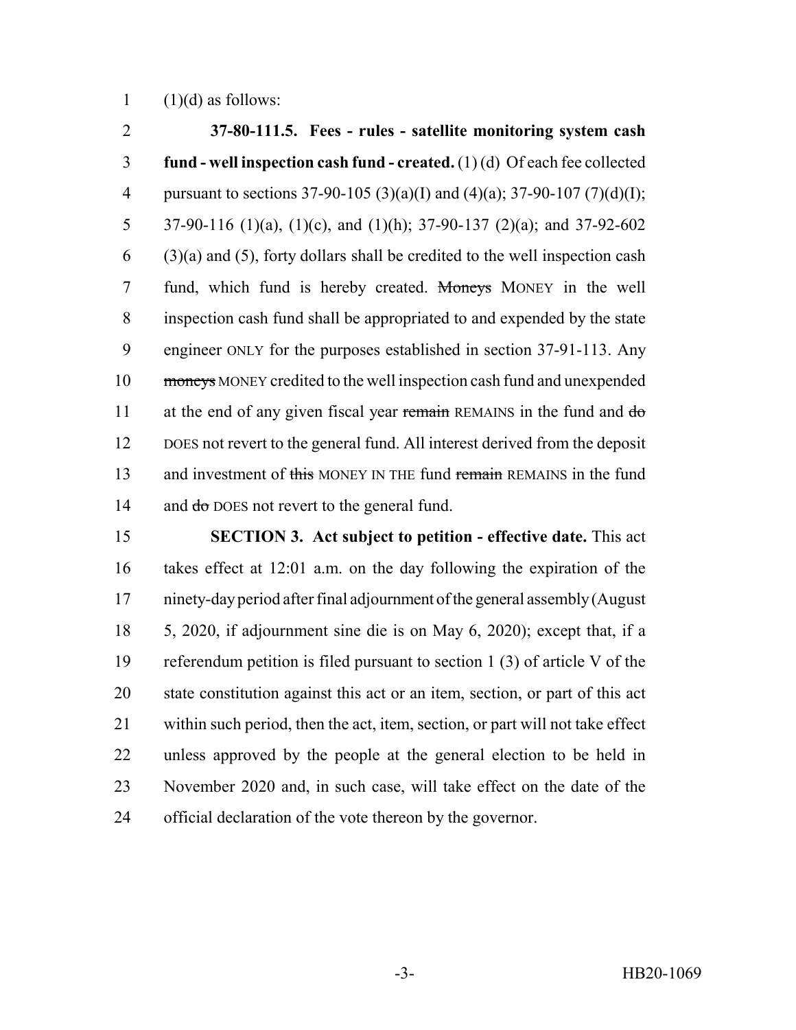(1)(d) as follows:

**37-80-111.5. Fees - rules - satellite monitoring system cash fund - well inspection cash fund - created.** (1) (d) Of each fee collected pursuant to sections 37-90-105 (3)(a)(I) and (4)(a); 37-90-107 (7)(d)(I); 37-90-116 (1)(a), (1)(c), and (1)(h); 37-90-137 (2)(a); and 37-92-602 (3)(a) and (5), forty dollars shall be credited to the well inspection cash fund, which fund is hereby created. ~~Moneys~~ MONEY in the well inspection cash fund shall be appropriated to and expended by the state engineer ONLY for the purposes established in section 37-91-113. Any ~~moneys~~ MONEY credited to the well inspection cash fund and unexpended at the end of any given fiscal year ~~remain~~ REMAINS in the fund and ~~do~~ DOES not revert to the general fund. All interest derived from the deposit and investment of ~~this~~ MONEY IN THE fund ~~remain~~ REMAINS in the fund and ~~do~~ DOES not revert to the general fund.

**SECTION 3. Act subject to petition - effective date.** This act takes effect at 12:01 a.m. on the day following the expiration of the ninety-day period after final adjournment of the general assembly (August 5, 2020, if adjournment sine die is on May 6, 2020); except that, if a referendum petition is filed pursuant to section 1 (3) of article V of the state constitution against this act or an item, section, or part of this act within such period, then the act, item, section, or part will not take effect unless approved by the people at the general election to be held in November 2020 and, in such case, will take effect on the date of the official declaration of the vote thereon by the governor.